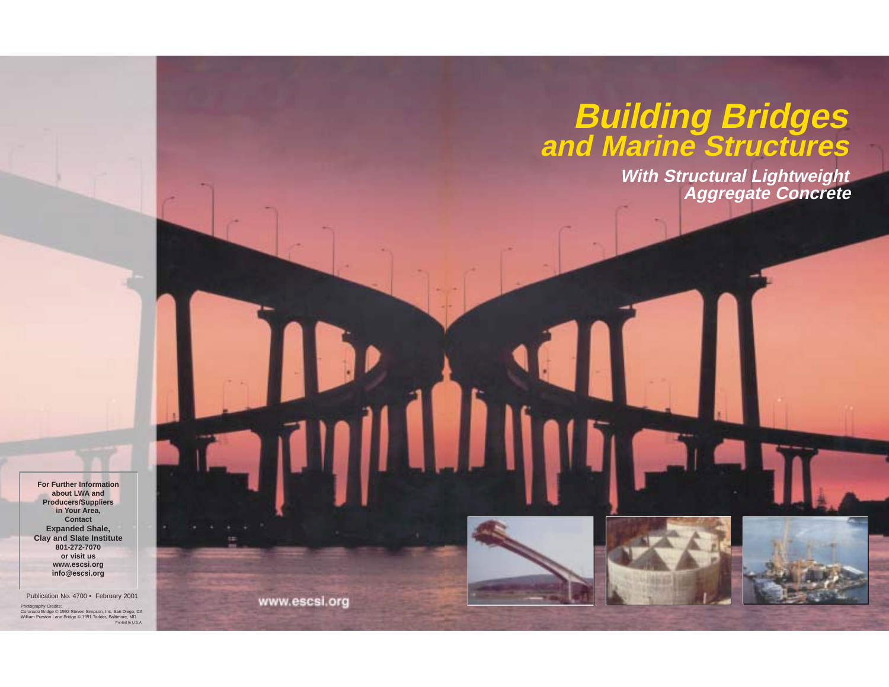# Building Bridges and Marine Structures

## With Structural Lightweight Aggregate Concrete

**For Further Information about LWA and Producers/Suppliers in Your Area, Contact Expanded Shale, Clay and Slate Institute 801-272-7070 or visit us www.escsi.org info@escsi.org**

Publication No. 4700 • February 2001

Photography Credits:
Coronado Bridge © 1992 Steven Simpson, Inc. San Diego, CA
William Preston Lane Bridge © 1991 Tadder, Baltimore, MD

Printed In U.S.A.

www.escsi.org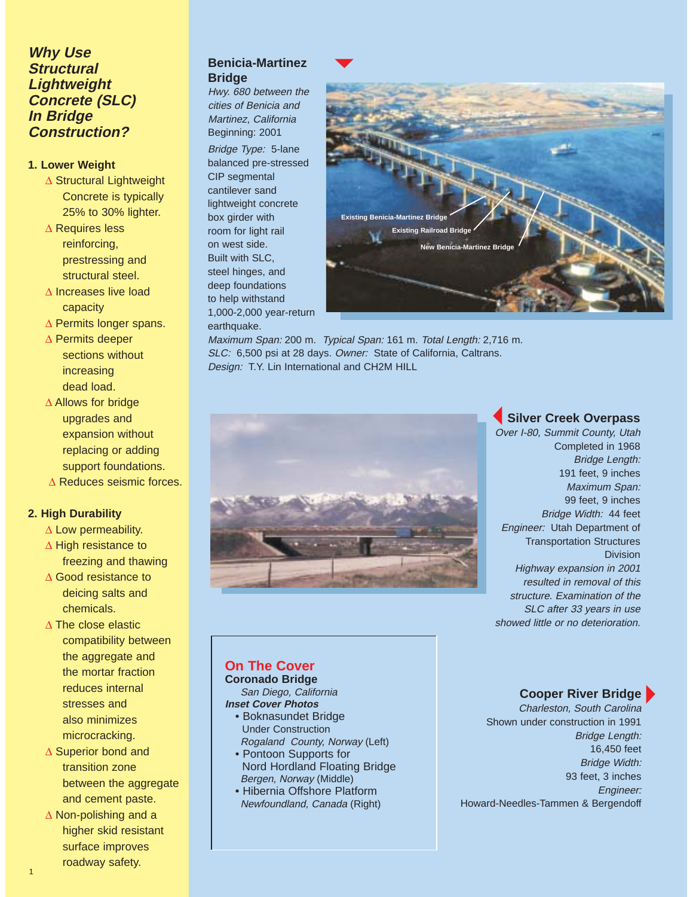## *Why Use Structural Lightweight Concrete (SLC) In Bridge Construction?*

### 1. Lower Weight

- Δ Structural Lightweight Concrete is typically 25% to 30% lighter.
- Δ Requires less reinforcing, prestressing and structural steel.
- Δ Increases live load capacity
- Δ Permits longer spans.
- Δ Permits deeper sections without increasing dead load.
- Δ Allows for bridge upgrades and expansion without replacing or adding support foundations.
- Δ Reduces seismic forces.

### 2. High Durability

- Δ Low permeability.
- Δ High resistance to freezing and thawing
- Δ Good resistance to deicing salts and chemicals.
- Δ The close elastic compatibility between the aggregate and the mortar fraction reduces internal stresses and also minimizes microcracking.
- Δ Superior bond and transition zone between the aggregate and cement paste.
- Δ Non-polishing and a higher skid resistant surface improves roadway safety.

### Benicia-Martinez Bridge

*Hwy. 680 between the cities of Benicia and Martinez, California*
Beginning: 2001

*Bridge Type:* 5-lane balanced pre-stressed CIP segmental cantilever sand lightweight concrete box girder with room for light rail on west side. Built with SLC, steel hinges, and deep foundations to help withstand 1,000-2,000 year-return earthquake.

Existing Benicia-Martinez Bridge
Existing Railroad Bridge
New Benicia-Martinez Bridge

*Maximum Span:* 200 m. *Typical Span:* 161 m. *Total Length:* 2,716 m.
*SLC:* 6,500 psi at 28 days. *Owner:* State of California, Caltrans.
*Design:* T.Y. Lin International and CH2M HILL

### Silver Creek Overpass

*Over I-80, Summit County, Utah*
Completed in 1968
*Bridge Length:* 191 feet, 9 inches
*Maximum Span:* 99 feet, 9 inches
*Bridge Width:* 44 feet
*Engineer:* Utah Department of Transportation Structures Division

*Highway expansion in 2001 resulted in removal of this structure. Examination of the SLC after 33 years in use showed little or no deterioration.*

### On The Cover

**Coronado Bridge**
*San Diego, California*

***Inset Cover Photos***

- Boknasundet Bridge
  Under Construction
  *Rogaland County, Norway* (Left)
- Pontoon Supports for Nord Hordland Floating Bridge
  *Bergen, Norway* (Middle)
- Hibernia Offshore Platform
  *Newfoundland, Canada* (Right)

### Cooper River Bridge

*Charleston, South Carolina*
Shown under construction in 1991
*Bridge Length:* 16,450 feet
*Bridge Width:* 93 feet, 3 inches
*Engineer:* Howard-Needles-Tammen & Bergendoff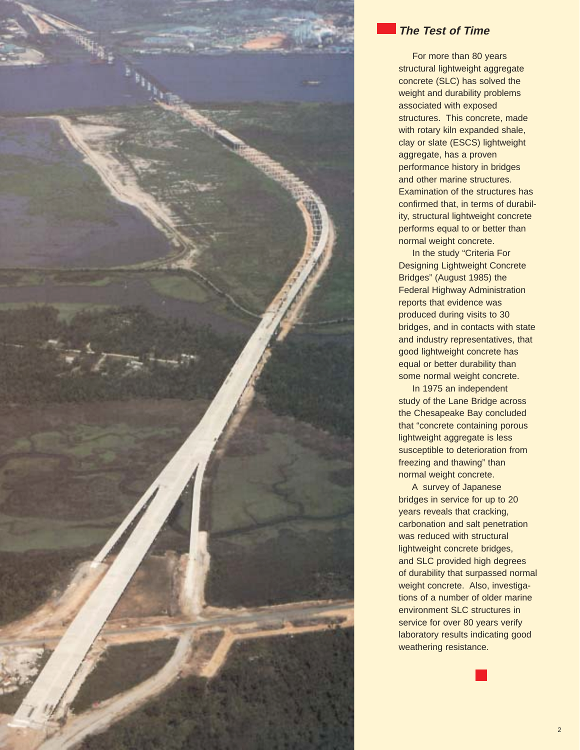## *The Test of Time*

For more than 80 years structural lightweight aggregate concrete (SLC) has solved the weight and durability problems associated with exposed structures. This concrete, made with rotary kiln expanded shale, clay or slate (ESCS) lightweight aggregate, has a proven performance history in bridges and other marine structures. Examination of the structures has confirmed that, in terms of durability, structural lightweight concrete performs equal to or better than normal weight concrete.

In the study "Criteria For Designing Lightweight Concrete Bridges" (August 1985) the Federal Highway Administration reports that evidence was produced during visits to 30 bridges, and in contacts with state and industry representatives, that good lightweight concrete has equal or better durability than some normal weight concrete.

In 1975 an independent study of the Lane Bridge across the Chesapeake Bay concluded that "concrete containing porous lightweight aggregate is less susceptible to deterioration from freezing and thawing" than normal weight concrete.

A survey of Japanese bridges in service for up to 20 years reveals that cracking, carbonation and salt penetration was reduced with structural lightweight concrete bridges, and SLC provided high degrees of durability that surpassed normal weight concrete. Also, investigations of a number of older marine environment SLC structures in service for over 80 years verify laboratory results indicating good weathering resistance.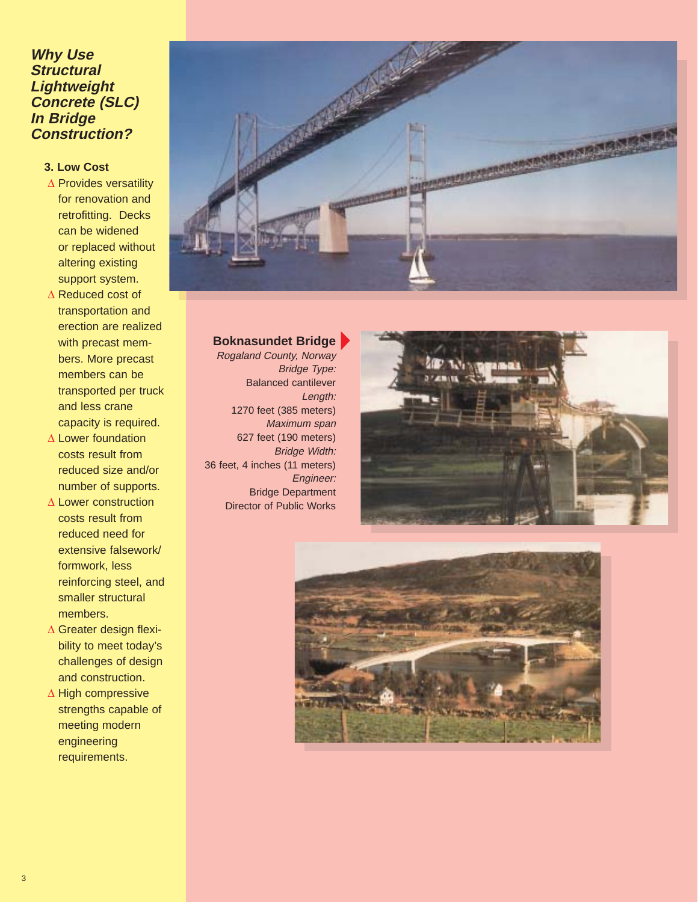## Why Use Structural Lightweight Concrete (SLC) In Bridge Construction?

### 3. Low Cost

- Provides versatility for renovation and retrofitting. Decks can be widened or replaced without altering existing support system.
- Reduced cost of transportation and erection are realized with precast members. More precast members can be transported per truck and less crane capacity is required.
- Lower foundation costs result from reduced size and/or number of supports.
- Lower construction costs result from reduced need for extensive falsework/formwork, less reinforcing steel, and smaller structural members.
- Greater design flexibility to meet today's challenges of design and construction.
- High compressive strengths capable of meeting modern engineering requirements.

**Boknasundet Bridge**

*Rogaland County, Norway*

*Bridge Type:*
Balanced cantilever

*Length:*
1270 feet (385 meters)

*Maximum span*
627 feet (190 meters)

*Bridge Width:*
36 feet, 4 inches (11 meters)

*Engineer:*
Bridge Department
Director of Public Works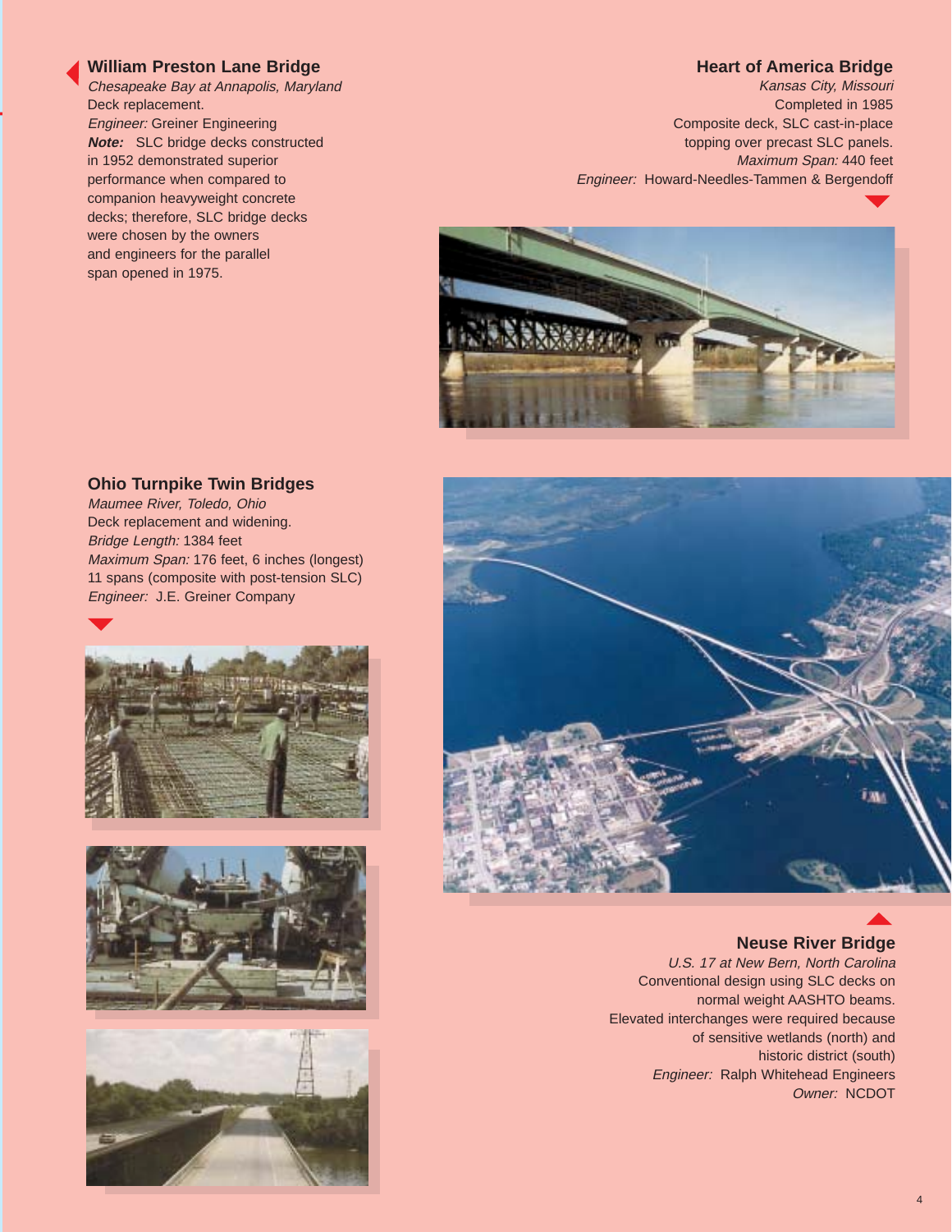### William Preston Lane Bridge

*Chesapeake Bay at Annapolis, Maryland*
Deck replacement.
*Engineer:* Greiner Engineering
***Note:*** SLC bridge decks constructed in 1952 demonstrated superior performance when compared to companion heavyweight concrete decks; therefore, SLC bridge decks were chosen by the owners and engineers for the parallel span opened in 1975.

### Heart of America Bridge

*Kansas City, Missouri*
Completed in 1985
Composite deck, SLC cast-in-place topping over precast SLC panels.
*Maximum Span:* 440 feet
*Engineer:* Howard-Needles-Tammen & Bergendoff

### Ohio Turnpike Twin Bridges

*Maumee River, Toledo, Ohio*
Deck replacement and widening.
*Bridge Length:* 1384 feet
*Maximum Span:* 176 feet, 6 inches (longest)
11 spans (composite with post-tension SLC)
*Engineer:* J.E. Greiner Company

### Neuse River Bridge

*U.S. 17 at New Bern, North Carolina*
Conventional design using SLC decks on normal weight AASHTO beams.
Elevated interchanges were required because of sensitive wetlands (north) and historic district (south)
*Engineer:* Ralph Whitehead Engineers
*Owner:* NCDOT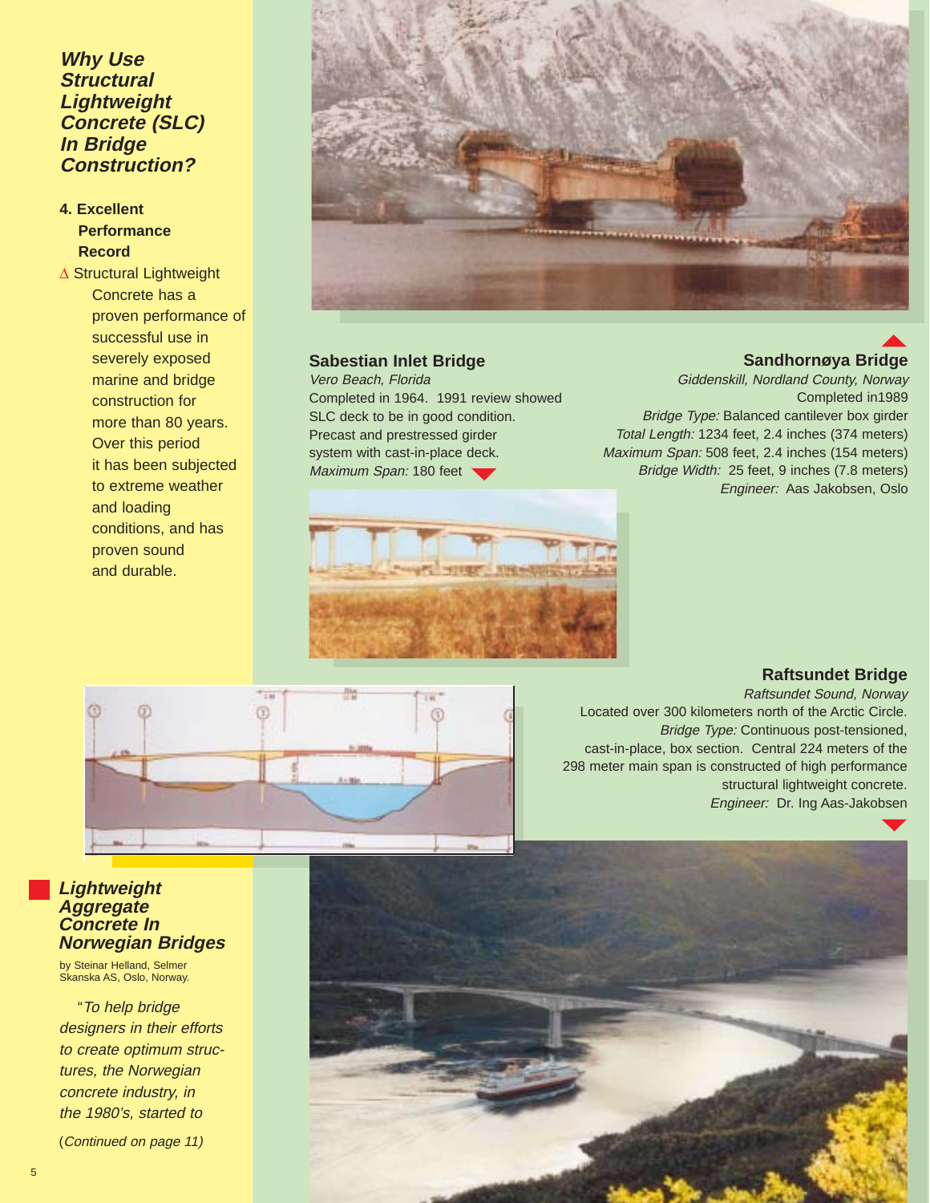## *Why Use Structural Lightweight Concrete (SLC) In Bridge Construction?*

**4. Excellent Performance Record**

- Structural Lightweight Concrete has a proven performance of successful use in severely exposed marine and bridge construction for more than 80 years. Over this period it has been subjected to extreme weather and loading conditions, and has proven sound and durable.

### Sabestian Inlet Bridge

*Vero Beach, Florida*

Completed in 1964. 1991 review showed SLC deck to be in good condition. Precast and prestressed girder system with cast-in-place deck.

*Maximum Span:* 180 feet

### Sandhornøya Bridge

*Giddenskill, Nordland County, Norway*

Completed in1989

*Bridge Type:* Balanced cantilever box girder

*Total Length:* 1234 feet, 2.4 inches (374 meters)

*Maximum Span:* 508 feet, 2.4 inches (154 meters)

*Bridge Width:* 25 feet, 9 inches (7.8 meters)

*Engineer:* Aas Jakobsen, Oslo

### Raftsundet Bridge

*Raftsundet Sound, Norway*

Located over 300 kilometers north of the Arctic Circle.

*Bridge Type:* Continuous post-tensioned, cast-in-place, box section. Central 224 meters of the 298 meter main span is constructed of high performance structural lightweight concrete.

*Engineer:* Dr. Ing Aas-Jakobsen

## *Lightweight Aggregate Concrete In Norwegian Bridges*

by Steinar Helland, Selmer Skanska AS, Oslo, Norway.

"*To help bridge designers in their efforts to create optimum structures, the Norwegian concrete industry, in the 1980's, started to*

(*Continued on page 11)*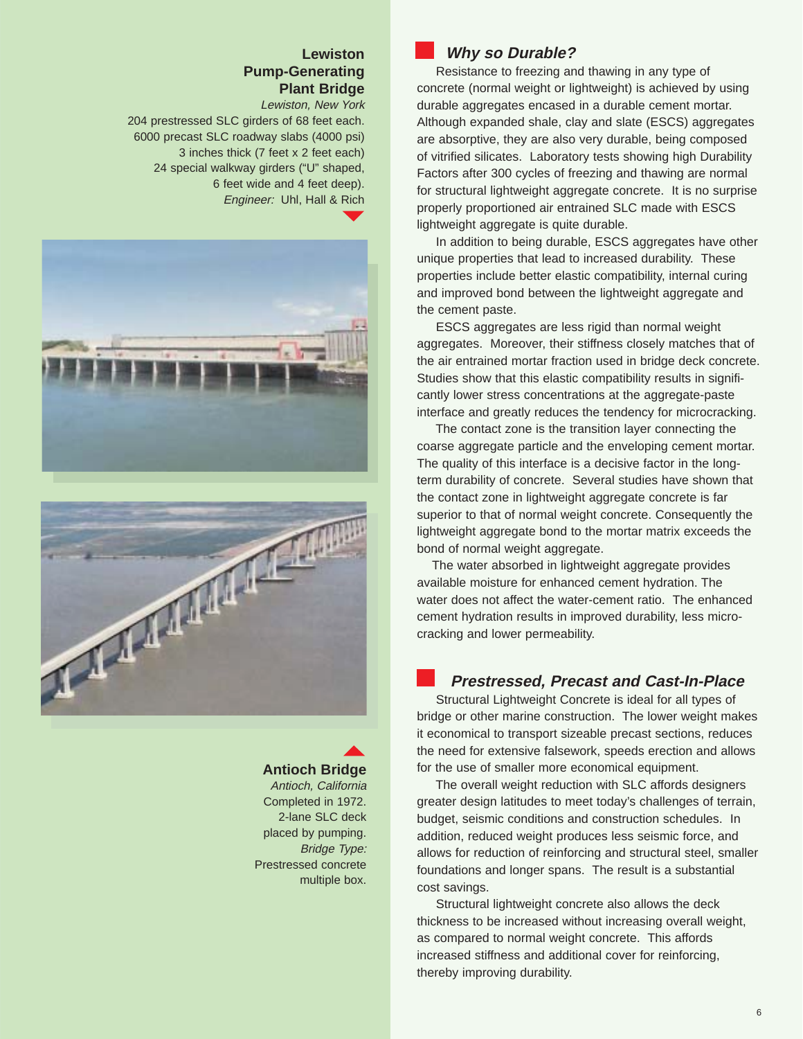### Lewiston Pump-Generating Plant Bridge

*Lewiston, New York*

204 prestressed SLC girders of 68 feet each.
6000 precast SLC roadway slabs (4000 psi)
3 inches thick (7 feet x 2 feet each)
24 special walkway girders ("U" shaped,
6 feet wide and 4 feet deep).
*Engineer:* Uhl, Hall & Rich

### Antioch Bridge

*Antioch, California*

Completed in 1972.
2-lane SLC deck
placed by pumping.
*Bridge Type:*
Prestressed concrete
multiple box.

## *Why so Durable?*

Resistance to freezing and thawing in any type of concrete (normal weight or lightweight) is achieved by using durable aggregates encased in a durable cement mortar. Although expanded shale, clay and slate (ESCS) aggregates are absorptive, they are also very durable, being composed of vitrified silicates. Laboratory tests showing high Durability Factors after 300 cycles of freezing and thawing are normal for structural lightweight aggregate concrete. It is no surprise properly proportioned air entrained SLC made with ESCS lightweight aggregate is quite durable.

In addition to being durable, ESCS aggregates have other unique properties that lead to increased durability. These properties include better elastic compatibility, internal curing and improved bond between the lightweight aggregate and the cement paste.

ESCS aggregates are less rigid than normal weight aggregates. Moreover, their stiffness closely matches that of the air entrained mortar fraction used in bridge deck concrete. Studies show that this elastic compatibility results in significantly lower stress concentrations at the aggregate-paste interface and greatly reduces the tendency for microcracking.

The contact zone is the transition layer connecting the coarse aggregate particle and the enveloping cement mortar. The quality of this interface is a decisive factor in the long-term durability of concrete. Several studies have shown that the contact zone in lightweight aggregate concrete is far superior to that of normal weight concrete. Consequently the lightweight aggregate bond to the mortar matrix exceeds the bond of normal weight aggregate.

The water absorbed in lightweight aggregate provides available moisture for enhanced cement hydration. The water does not affect the water-cement ratio. The enhanced cement hydration results in improved durability, less micro-cracking and lower permeability.

## *Prestressed, Precast and Cast-In-Place*

Structural Lightweight Concrete is ideal for all types of bridge or other marine construction. The lower weight makes it economical to transport sizeable precast sections, reduces the need for extensive falsework, speeds erection and allows for the use of smaller more economical equipment.

The overall weight reduction with SLC affords designers greater design latitudes to meet today's challenges of terrain, budget, seismic conditions and construction schedules. In addition, reduced weight produces less seismic force, and allows for reduction of reinforcing and structural steel, smaller foundations and longer spans. The result is a substantial cost savings.

Structural lightweight concrete also allows the deck thickness to be increased without increasing overall weight, as compared to normal weight concrete. This affords increased stiffness and additional cover for reinforcing, thereby improving durability.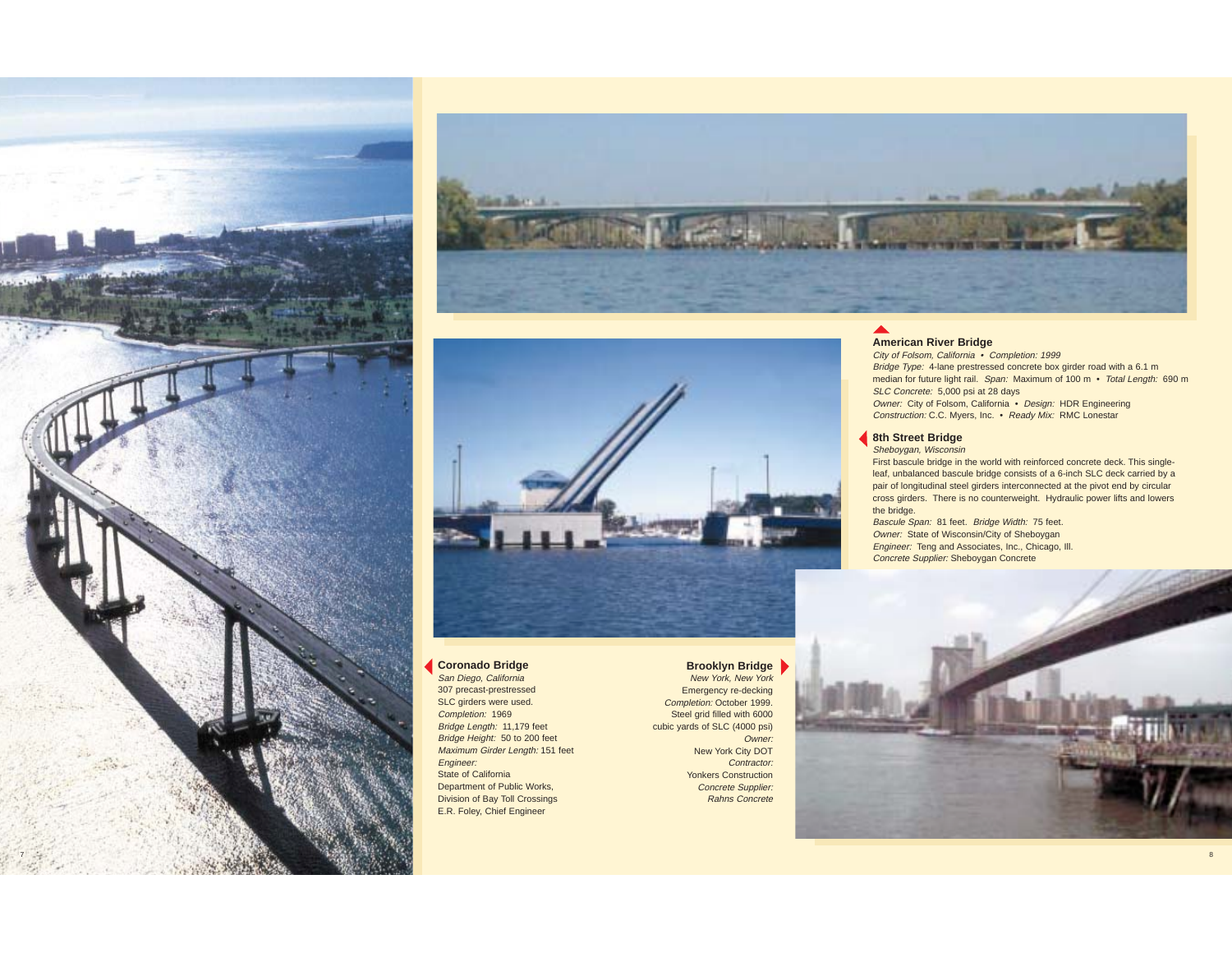### American River Bridge

*City of Folsom, California • Completion: 1999*

*Bridge Type:* 4-lane prestressed concrete box girder road with a 6.1 m median for future light rail. *Span:* Maximum of 100 m • *Total Length:* 690 m

*SLC Concrete:* 5,000 psi at 28 days

*Owner:* City of Folsom, California • *Design:* HDR Engineering

*Construction:* C.C. Myers, Inc. • *Ready Mix:* RMC Lonestar

### 8th Street Bridge

*Sheboygan, Wisconsin*

First bascule bridge in the world with reinforced concrete deck. This single-leaf, unbalanced bascule bridge consists of a 6-inch SLC deck carried by a pair of longitudinal steel girders interconnected at the pivot end by circular cross girders. There is no counterweight. Hydraulic power lifts and lowers the bridge.

*Bascule Span:* 81 feet. *Bridge Width:* 75 feet.

*Owner:* State of Wisconsin/City of Sheboygan

*Engineer:* Teng and Associates, Inc., Chicago, Ill.

*Concrete Supplier:* Sheboygan Concrete

### Coronado Bridge

*San Diego, California*

307 precast-prestressed SLC girders were used.

*Completion:* 1969

*Bridge Length:* 11,179 feet

*Bridge Height:* 50 to 200 feet

*Maximum Girder Length:* 151 feet

*Engineer:*

State of California

Department of Public Works,

Division of Bay Toll Crossings

E.R. Foley, Chief Engineer

### Brooklyn Bridge

*New York, New York*

Emergency re-decking

*Completion:* October 1999.

Steel grid filled with 6000 cubic yards of SLC (4000 psi)

*Owner:*

New York City DOT

*Contractor:*

Yonkers Construction

*Concrete Supplier:*

*Rahns Concrete*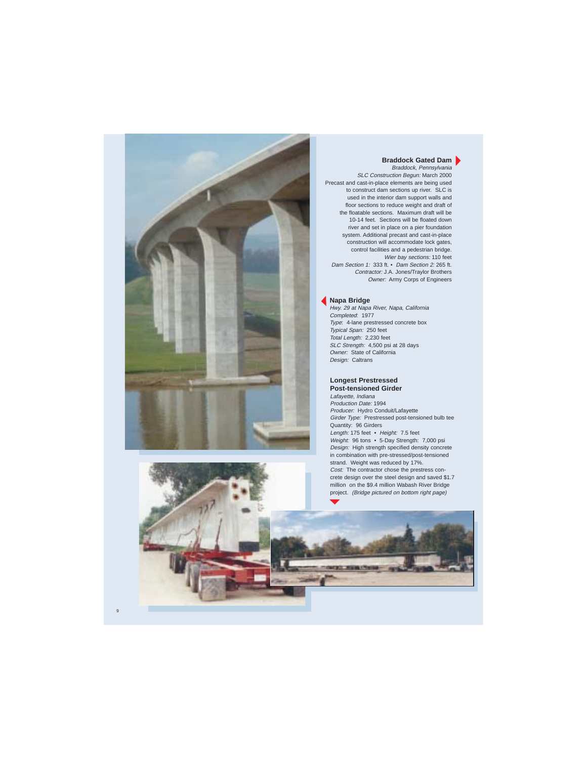### Braddock Gated Dam

*Braddock, Pennsylvania*

*SLC Construction Begun:* March 2000

Precast and cast-in-place elements are being used to construct dam sections up river. SLC is used in the interior dam support walls and floor sections to reduce weight and draft of the floatable sections. Maximum draft will be 10-14 feet. Sections will be floated down river and set in place on a pier foundation system. Additional precast and cast-in-place construction will accommodate lock gates, control facilities and a pedestrian bridge.

*Wier bay sections:* 110 feet

*Dam Section 1:* 333 ft. • *Dam Section 2:* 265 ft.

*Contractor:* J.A. Jones/Traylor Brothers

*Owner:* Army Corps of Engineers

### Napa Bridge

*Hwy. 29 at Napa River, Napa, California*

*Completed*: 1977

*Type*: 4-lane prestressed concrete box

*Typical Span:* 250 feet

*Total Length:* 2,230 feet

*SLC Strength:* 4,500 psi at 28 days

*Owner:* State of California

*Design:* Caltrans

### Longest Prestressed Post-tensioned Girder

*Lafayette, Indiana*

*Production Date:* 1994

*Producer:* Hydro Conduit/Lafayette

*Girder Type:* Prestressed post-tensioned bulb tee

Quantity: 96 Girders

*Length:* 175 feet • *Height:* 7.5 feet

*Weight:* 96 tons • 5-Day Strength: 7,000 psi

*Design:* High strength specified density concrete in combination with pre-stressed/post-tensioned strand. Weight was reduced by 17%.

*Cost:* The contractor chose the prestress concrete design over the steel design and saved $1.7 million on the $9.4 million Wabash River Bridge project. *(Bridge pictured on bottom right page)*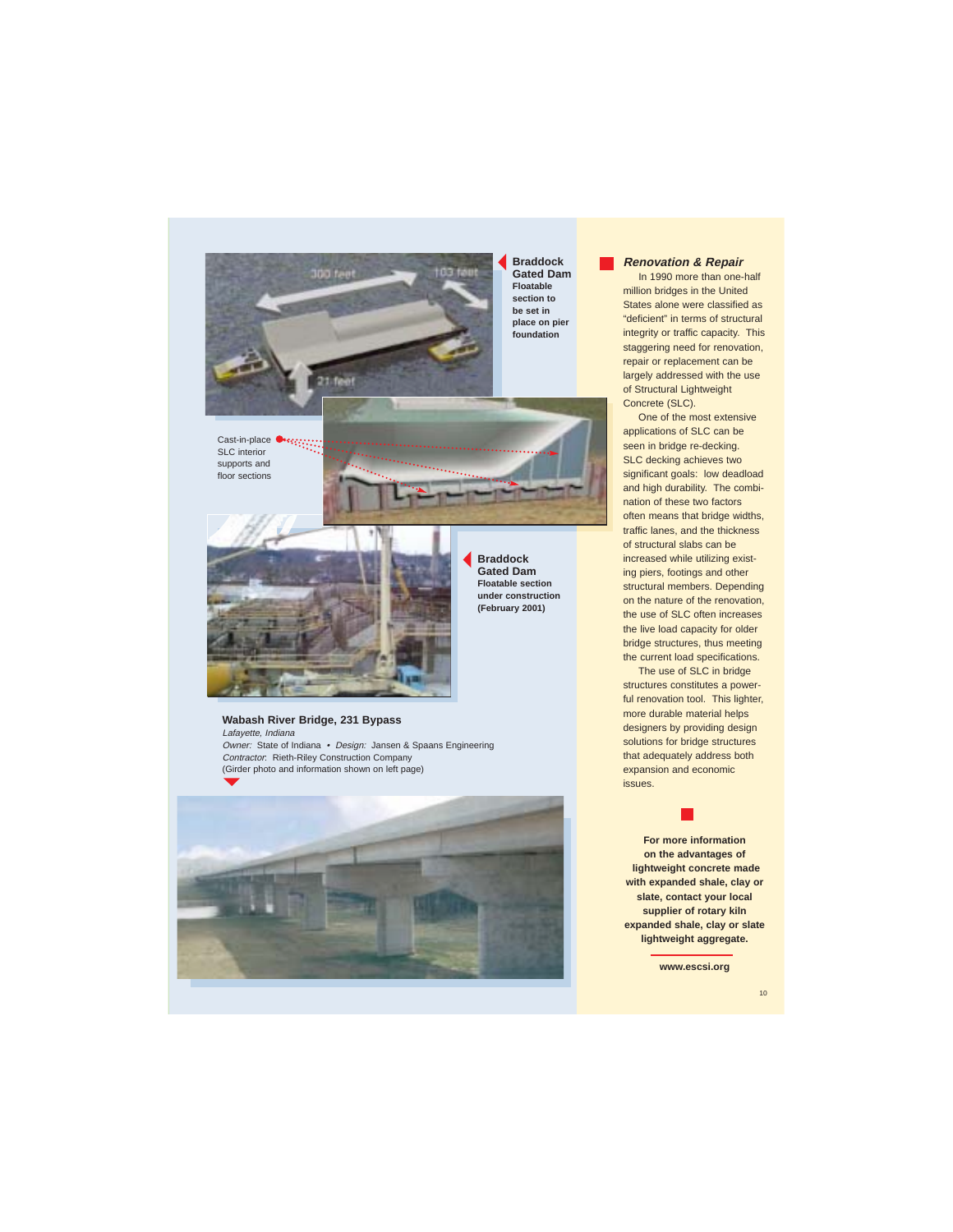**Braddock Gated Dam**
**Floatable section to be set in place on pier foundation**

Cast-in-place SLC interior supports and floor sections

**Braddock Gated Dam**
**Floatable section under construction (February 2001)**

**Wabash River Bridge, 231 Bypass**
*Lafayette, Indiana*
*Owner:* State of Indiana • *Design:* Jansen & Spaans Engineering
*Contractor:* Rieth-Riley Construction Company
(Girder photo and information shown on left page)

## *Renovation & Repair*

In 1990 more than one-half million bridges in the United States alone were classified as "deficient" in terms of structural integrity or traffic capacity. This staggering need for renovation, repair or replacement can be largely addressed with the use of Structural Lightweight Concrete (SLC).

One of the most extensive applications of SLC can be seen in bridge re-decking. SLC decking achieves two significant goals: low deadload and high durability. The combination of these two factors often means that bridge widths, traffic lanes, and the thickness of structural slabs can be increased while utilizing existing piers, footings and other structural members. Depending on the nature of the renovation, the use of SLC often increases the live load capacity for older bridge structures, thus meeting the current load specifications.

The use of SLC in bridge structures constitutes a powerful renovation tool. This lighter, more durable material helps designers by providing design solutions for bridge structures that adequately address both expansion and economic issues.

**For more information on the advantages of lightweight concrete made with expanded shale, clay or slate, contact your local supplier of rotary kiln expanded shale, clay or slate lightweight aggregate.**

**www.escsi.org**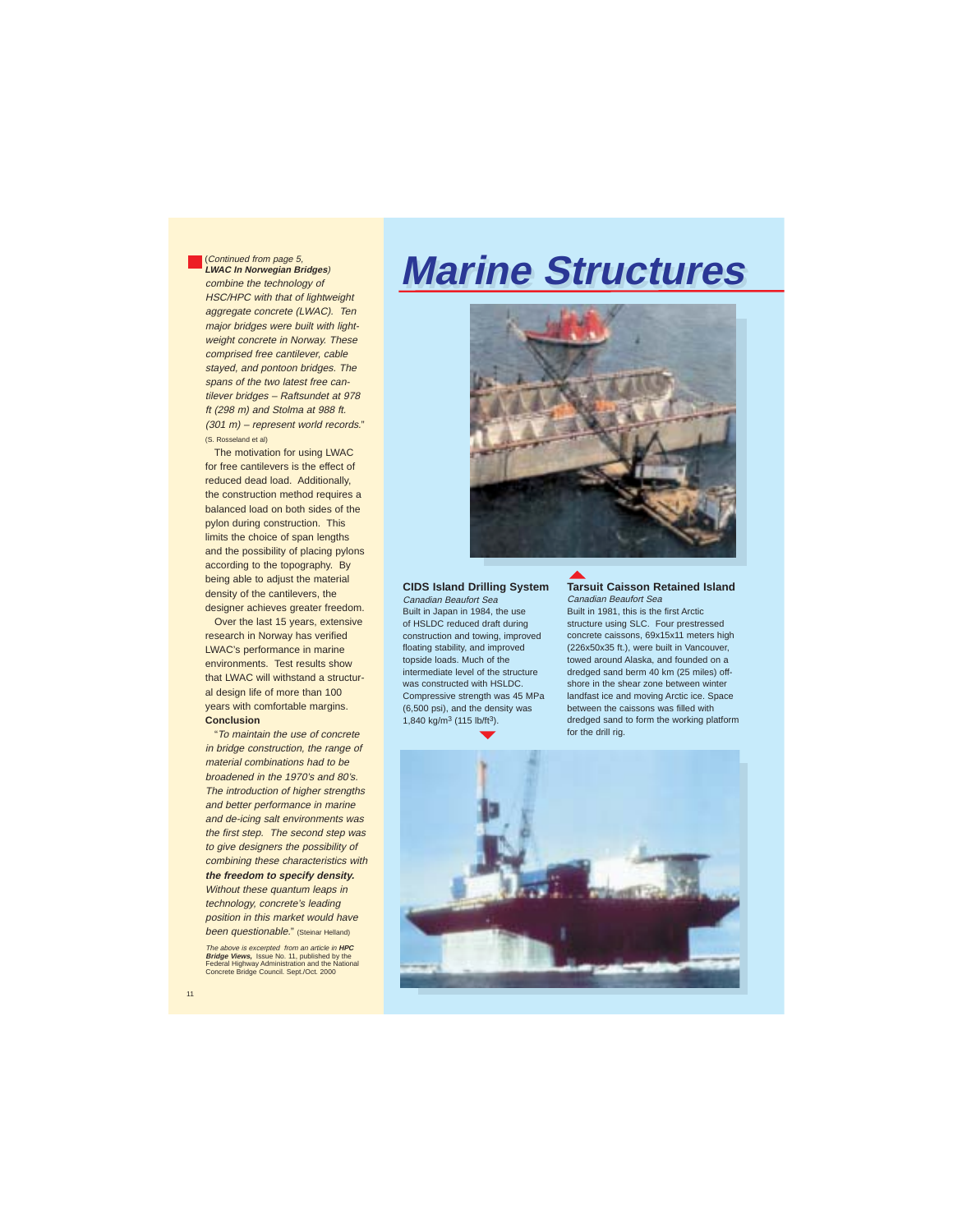(*Continued from page 5,* ***LWAC In Norwegian Bridges***) *combine the technology of HSC/HPC with that of lightweight aggregate concrete (LWAC). Ten major bridges were built with lightweight concrete in Norway. These comprised free cantilever, cable stayed, and pontoon bridges. The spans of the two latest free cantilever bridges – Raftsundet at 978 ft (298 m) and Stolma at 988 ft. (301 m) – represent world records.*" (S. Rosseland et al)

The motivation for using LWAC for free cantilevers is the effect of reduced dead load. Additionally, the construction method requires a balanced load on both sides of the pylon during construction. This limits the choice of span lengths and the possibility of placing pylons according to the topography. By being able to adjust the material density of the cantilevers, the designer achieves greater freedom.

Over the last 15 years, extensive research in Norway has verified LWAC's performance in marine environments. Test results show that LWAC will withstand a structural design life of more than 100 years with comfortable margins.

**Conclusion**

"*To maintain the use of concrete in bridge construction, the range of material combinations had to be broadened in the 1970's and 80's. The introduction of higher strengths and better performance in marine and de-icing salt environments was the first step. The second step was to give designers the possibility of combining these characteristics with* ***the freedom to specify density.*** *Without these quantum leaps in technology, concrete's leading position in this market would have been questionable.*" (Steinar Helland)

*The above is excerpted from an article in* ***HPC Bridge Views,*** Issue No. 11, published by the Federal Highway Administration and the National Concrete Bridge Council. Sept./Oct. 2000

# Marine Structures

**CIDS Island Drilling System**
*Canadian Beaufort Sea*
Built in Japan in 1984, the use of HSLDC reduced draft during construction and towing, improved floating stability, and improved topside loads. Much of the intermediate level of the structure was constructed with HSLDC. Compressive strength was 45 MPa (6,500 psi), and the density was 1,840 kg/m$^3$ (115 lb/ft$^3$).

**Tarsuit Caisson Retained Island**
*Canadian Beaufort Sea*
Built in 1981, this is the first Arctic structure using SLC. Four prestressed concrete caissons, 69x15x11 meters high (226x50x35 ft.), were built in Vancouver, towed around Alaska, and founded on a dredged sand berm 40 km (25 miles) offshore in the shear zone between winter landfast ice and moving Arctic ice. Space between the caissons was filled with dredged sand to form the working platform for the drill rig.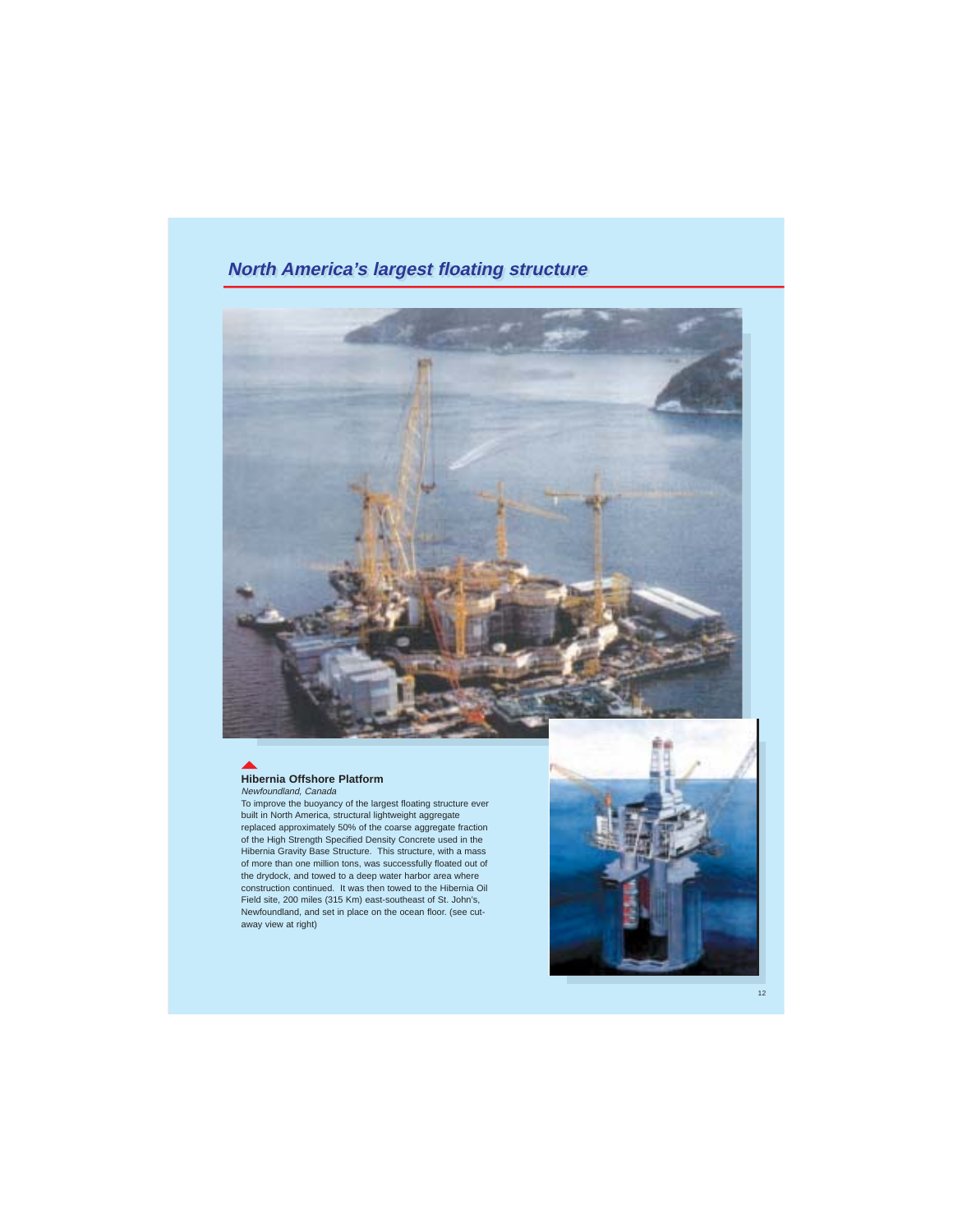## *North America's largest floating structure*

**Hibernia Offshore Platform**

*Newfoundland, Canada*

To improve the buoyancy of the largest floating structure ever built in North America, structural lightweight aggregate replaced approximately 50% of the coarse aggregate fraction of the High Strength Specified Density Concrete used in the Hibernia Gravity Base Structure. This structure, with a mass of more than one million tons, was successfully floated out of the drydock, and towed to a deep water harbor area where construction continued. It was then towed to the Hibernia Oil Field site, 200 miles (315 Km) east-southeast of St. John's, Newfoundland, and set in place on the ocean floor. (see cut-away view at right)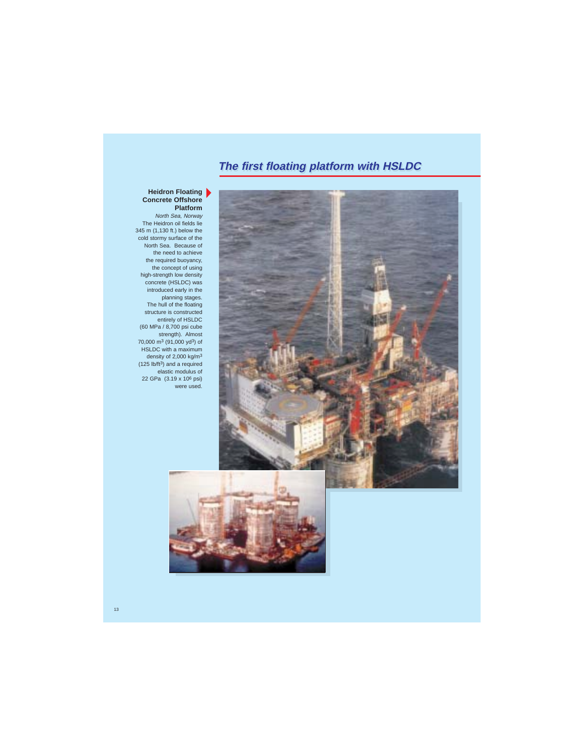# The first floating platform with HSLDC

**Heidron Floating Concrete Offshore Platform**

*North Sea, Norway*

The Heidron oil fields lie 345 m (1,130 ft.) below the cold stormy surface of the North Sea. Because of the need to achieve the required buoyancy, the concept of using high-strength low density concrete (HSLDC) was introduced early in the planning stages. The hull of the floating structure is constructed entirely of HSLDC (60 MPa / 8,700 psi cube strength). Almost 70,000 $m^3$ (91,000 $yd^3$) of HSLDC with a maximum density of 2,000 $kg/m^3$ (125 $lb/ft^3$) and a required elastic modulus of 22 GPa (3.19 x $10^6$ psi) were used.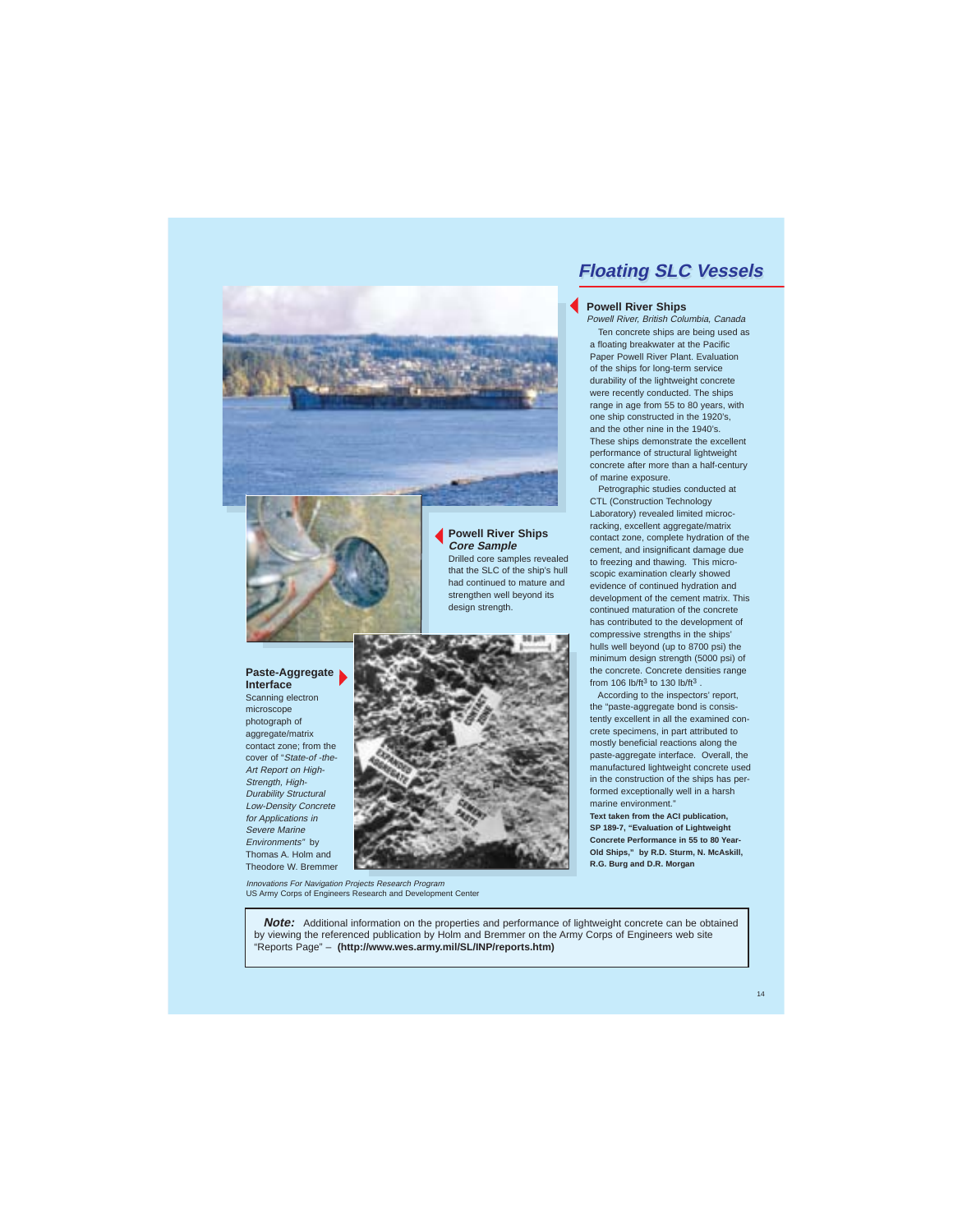# Floating SLC Vessels

## Powell River Ships

*Powell River, British Columbia, Canada*

Ten concrete ships are being used as a floating breakwater at the Pacific Paper Powell River Plant. Evaluation of the ships for long-term service durability of the lightweight concrete were recently conducted. The ships range in age from 55 to 80 years, with one ship constructed in the 1920's, and the other nine in the 1940's. These ships demonstrate the excellent performance of structural lightweight concrete after more than a half-century of marine exposure.

Petrographic studies conducted at CTL (Construction Technology Laboratory) revealed limited microcracking, excellent aggregate/matrix contact zone, complete hydration of the cement, and insignificant damage due to freezing and thawing. This microscopic examination clearly showed evidence of continued hydration and development of the cement matrix. This continued maturation of the concrete has contributed to the development of compressive strengths in the ships' hulls well beyond (up to 8700 psi) the minimum design strength (5000 psi) of the concrete. Concrete densities range from 106 lb/ft$^3$ to 130 lb/ft$^3$ .

According to the inspectors' report, the "paste-aggregate bond is consistently excellent in all the examined concrete specimens, in part attributed to mostly beneficial reactions along the paste-aggregate interface. Overall, the manufactured lightweight concrete used in the construction of the ships has performed exceptionally well in a harsh marine environment."

**Text taken from the ACI publication, SP 189-7, "Evaluation of Lightweight Concrete Performance in 55 to 80 Year-Old Ships," by R.D. Sturm, N. McAskill, R.G. Burg and D.R. Morgan**

**Powell River Ships** ***Core Sample***

Drilled core samples revealed that the SLC of the ship's hull had continued to mature and strengthen well beyond its design strength.

**Paste-Aggregate Interface**

Scanning electron microscope photograph of aggregate/matrix contact zone; from the cover of "*State-of -the-Art Report on High-Strength, High-Durability Structural Low-Density Concrete for Applications in Severe Marine Environments*" by Thomas A. Holm and Theodore W. Bremmer

*Innovations For Navigation Projects Research Program*
US Army Corps of Engineers Research and Development Center

> ***Note:*** Additional information on the properties and performance of lightweight concrete can be obtained by viewing the referenced publication by Holm and Bremmer on the Army Corps of Engineers web site "Reports Page" – **(http://www.wes.army.mil/SL/INP/reports.htm)**